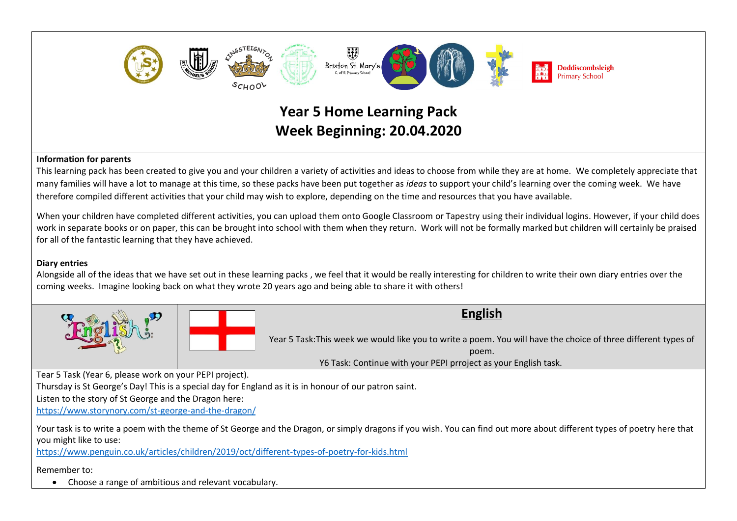# Year 5 Home Learning Pack
# Week Beginning: 20.04.2020

**Information for parents**

This learning pack has been created to give you and your children a variety of activities and ideas to choose from while they are at home. We completely appreciate that many families will have a lot to manage at this time, so these packs have been put together as *ideas* to support your child's learning over the coming week. We have therefore compiled different activities that your child may wish to explore, depending on the time and resources that you have available.

When your children have completed different activities, you can upload them onto Google Classroom or Tapestry using their individual logins. However, if your child does work in separate books or on paper, this can be brought into school with them when they return. Work will not be formally marked but children will certainly be praised for all of the fantastic learning that they have achieved.

**Diary entries**

Alongside all of the ideas that we have set out in these learning packs , we feel that it would be really interesting for children to write their own diary entries over the coming weeks. Imagine looking back on what they wrote 20 years ago and being able to share it with others!

## English

Year 5 Task:This week we would like you to write a poem. You will have the choice of three different types of poem.

Y6 Task: Continue with your PEPI prroject as your English task.

Tear 5 Task (Year 6, please work on your PEPI project).

Thursday is St George's Day! This is a special day for England as it is in honour of our patron saint.

Listen to the story of St George and the Dragon here:

https://www.storynory.com/st-george-and-the-dragon/

Your task is to write a poem with the theme of St George and the Dragon, or simply dragons if you wish. You can find out more about different types of poetry here that you might like to use:

https://www.penguin.co.uk/articles/children/2019/oct/different-types-of-poetry-for-kids.html

Remember to:

- Choose a range of ambitious and relevant vocabulary.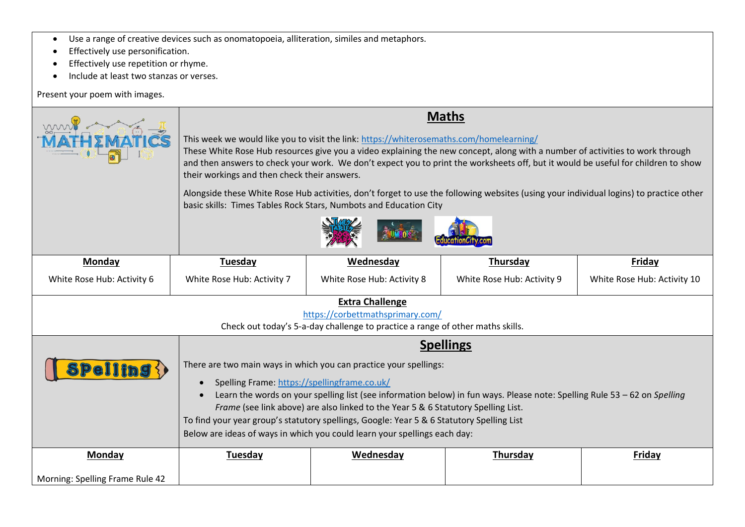- Use a range of creative devices such as onomatopoeia, alliteration, similes and metaphors.
- Effectively use personification.
- Effectively use repetition or rhyme.
- Include at least two stanzas or verses.

Present your poem with images.

## Maths

This week we would like you to visit the link: https://whiterosemaths.com/homelearning/

These White Rose Hub resources give you a video explaining the new concept, along with a number of activities to work through and then answers to check your work. We don't expect you to print the worksheets off, but it would be useful for children to show their workings and then check their answers.

Alongside these White Rose Hub activities, don't forget to use the following websites (using your individual logins) to practice other basic skills: Times Tables Rock Stars, Numbots and Education City

| **Monday** | **Tuesday** | **Wednesday** | **Thursday** | **Friday** |
|---|---|---|---|---|
| White Rose Hub: Activity 6 | White Rose Hub: Activity 7 | White Rose Hub: Activity 8 | White Rose Hub: Activity 9 | White Rose Hub: Activity 10 |

**Extra Challenge**

https://corbettmathsprimary.com/

Check out today's 5-a-day challenge to practice a range of other maths skills.

## Spellings

There are two main ways in which you can practice your spellings:

- Spelling Frame: https://spellingframe.co.uk/
- Learn the words on your spelling list (see information below) in fun ways. Please note: Spelling Rule 53 – 62 on *Spelling Frame* (see link above) are also linked to the Year 5 & 6 Statutory Spelling List.

To find your year group's statutory spellings, Google: Year 5 & 6 Statutory Spelling List

Below are ideas of ways in which you could learn your spellings each day:

| **Monday** | **Tuesday** | **Wednesday** | **Thursday** | **Friday** |
|---|---|---|---|---|
| Morning: Spelling Frame Rule 42 | | | | |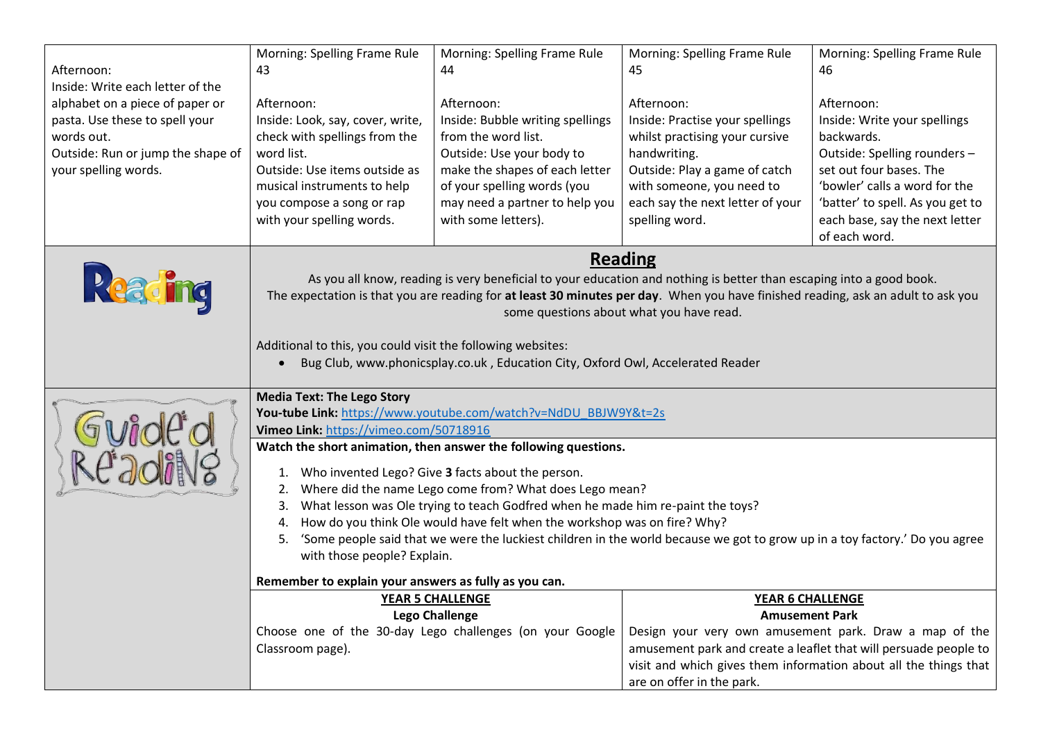| Afternoon: Inside: Write each letter of the alphabet on a piece of paper or pasta. Use these to spell your words out. Outside: Run or jump the shape of your spelling words. | Morning: Spelling Frame Rule 43<br><br>Afternoon:<br>Inside: Look, say, cover, write, check with spellings from the word list.<br>Outside: Use items outside as musical instruments to help you compose a song or rap with your spelling words. | Morning: Spelling Frame Rule 44<br><br>Afternoon:<br>Inside: Bubble writing spellings from the word list.<br>Outside: Use your body to make the shapes of each letter of your spelling words (you may need a partner to help you with some letters). | Morning: Spelling Frame Rule 45<br><br>Afternoon:<br>Inside: Practise your spellings whilst practising your cursive handwriting.<br>Outside: Play a game of catch with someone, you need to each say the next letter of your spelling word. | Morning: Spelling Frame Rule 46<br><br>Afternoon:<br>Inside: Write your spellings backwards.<br>Outside: Spelling rounders – set out four bases. The 'bowler' calls a word for the 'batter' to spell. As you get to each base, say the next letter of each word. |
|---|---|---|---|---|

## Reading

As you all know, reading is very beneficial to your education and nothing is better than escaping into a good book. The expectation is that you are reading for **at least 30 minutes per day**. When you have finished reading, ask an adult to ask you some questions about what you have read.

Additional to this, you could visit the following websites:

- Bug Club, www.phonicsplay.co.uk , Education City, Oxford Owl, Accelerated Reader

## Guided Reading

**Media Text: The Lego Story**
**You-tube Link:** https://www.youtube.com/watch?v=NdDU_BBJW9Y&t=2s
**Vimeo Link:** https://vimeo.com/50718916

**Watch the short animation, then answer the following questions.**

1. Who invented Lego? Give **3** facts about the person.
2. Where did the name Lego come from? What does Lego mean?
3. What lesson was Ole trying to teach Godfred when he made him re-paint the toys?
4. How do you think Ole would have felt when the workshop was on fire? Why?
5. 'Some people said that we were the luckiest children in the world because we got to grow up in a toy factory.' Do you agree with those people? Explain.

**Remember to explain your answers as fully as you can.**

| **YEAR 5 CHALLENGE** | **YEAR 6 CHALLENGE** |
|---|---|
| **Lego Challenge**<br>Choose one of the 30-day Lego challenges (on your Google Classroom page). | **Amusement Park**<br>Design your very own amusement park. Draw a map of the amusement park and create a leaflet that will persuade people to visit and which gives them information about all the things that are on offer in the park. |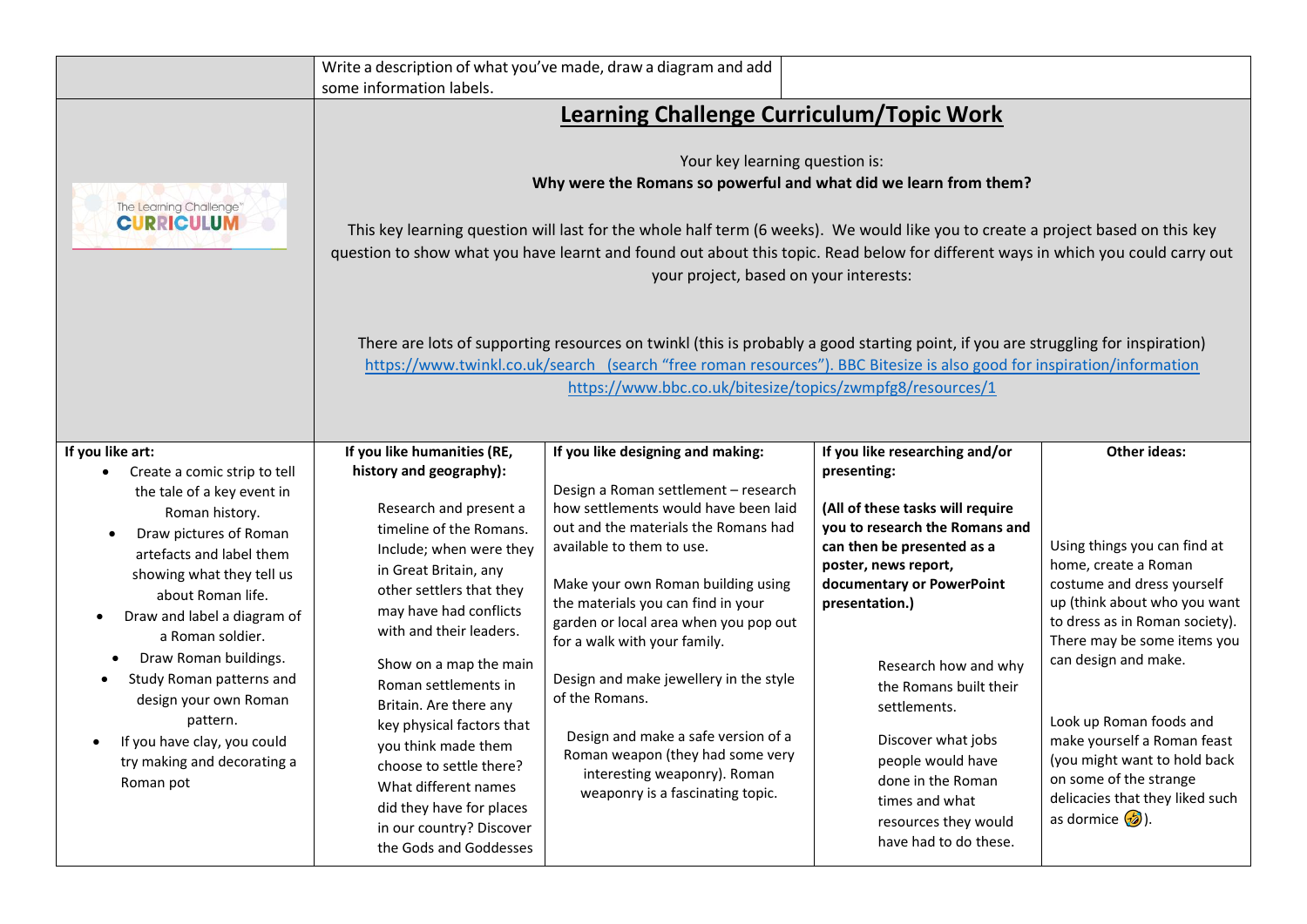Write a description of what you've made, draw a diagram and add some information labels.

## Learning Challenge Curriculum/Topic Work

Your key learning question is:

**Why were the Romans so powerful and what did we learn from them?**

This key learning question will last for the whole half term (6 weeks). We would like you to create a project based on this key question to show what you have learnt and found out about this topic. Read below for different ways in which you could carry out your project, based on your interests:

There are lots of supporting resources on twinkl (this is probably a good starting point, if you are struggling for inspiration) https://www.twinkl.co.uk/search (search "free roman resources"). BBC Bitesize is also good for inspiration/information https://www.bbc.co.uk/bitesize/topics/zwmpfg8/resources/1

| If you like art: | If you like humanities (RE, history and geography): | If you like designing and making: | If you like researching and/or presenting: | Other ideas: |
|---|---|---|---|---|
| • Create a comic strip to tell the tale of a key event in Roman history.<br>• Draw pictures of Roman artefacts and label them showing what they tell us about Roman life.<br>• Draw and label a diagram of a Roman soldier.<br>• Draw Roman buildings.<br>• Study Roman patterns and design your own Roman pattern.<br>• If you have clay, you could try making and decorating a Roman pot | Research and present a timeline of the Romans. Include; when were they in Great Britain, any other settlers that they may have had conflicts with and their leaders.<br><br>Show on a map the main Roman settlements in Britain. Are there any key physical factors that you think made them choose to settle there? What different names did they have for places in our country? Discover the Gods and Goddesses | Design a Roman settlement – research how settlements would have been laid out and the materials the Romans had available to them to use.<br><br>Make your own Roman building using the materials you can find in your garden or local area when you pop out for a walk with your family.<br><br>Design and make jewellery in the style of the Romans.<br><br>Design and make a safe version of a Roman weapon (they had some very interesting weaponry). Roman weaponry is a fascinating topic. | **(All of these tasks will require you to research the Romans and can then be presented as a poster, news report, documentary or PowerPoint presentation.)**<br><br>Research how and why the Romans built their settlements.<br><br>Discover what jobs people would have done in the Roman times and what resources they would have had to do these. | Using things you can find at home, create a Roman costume and dress yourself up (think about who you want to dress as in Roman society). There may be some items you can design and make.<br><br>Look up Roman foods and make yourself a Roman feast (you might want to hold back on some of the strange delicacies that they liked such as dormice 🤣). |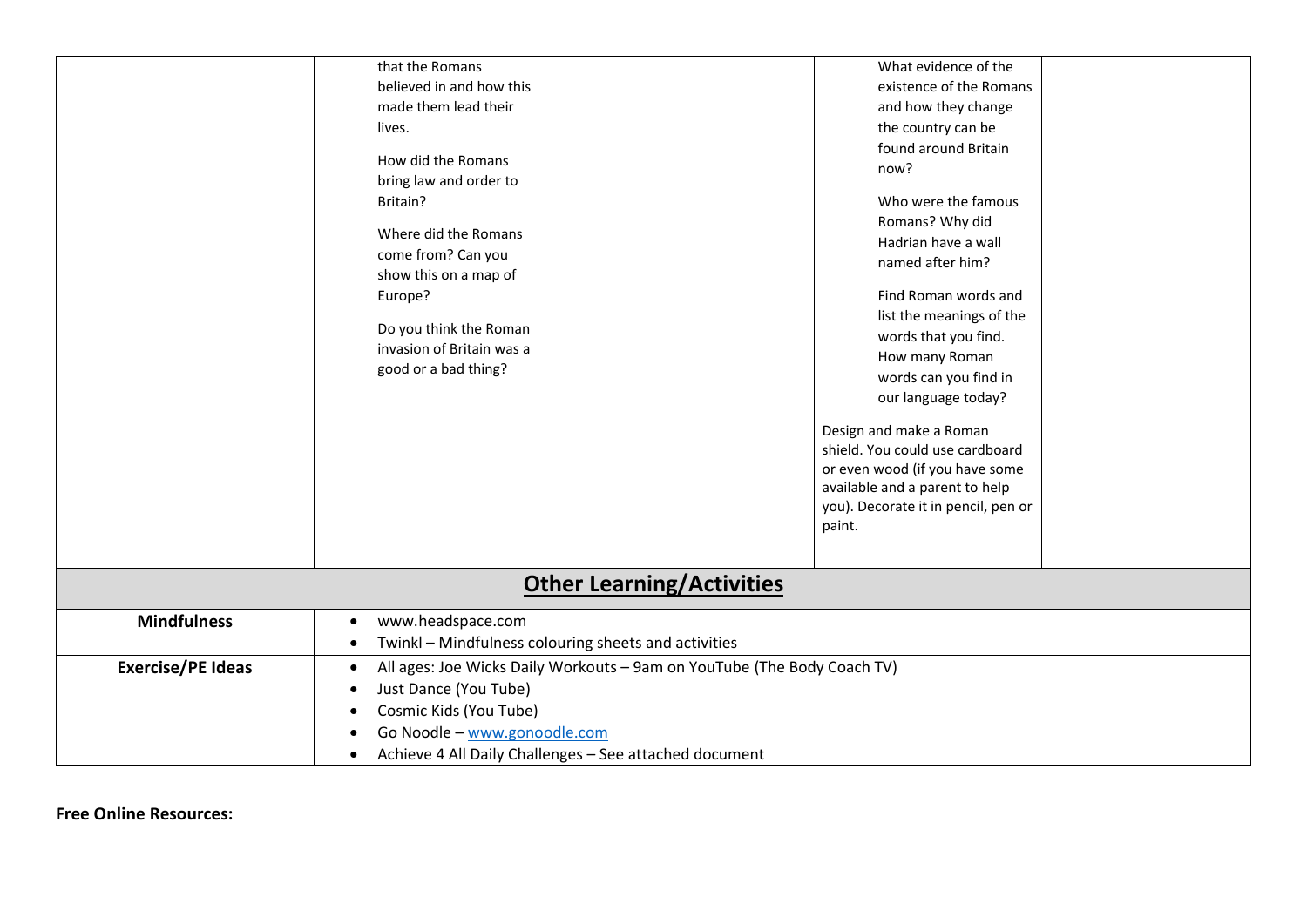|  | that the Romans believed in and how this made them lead their lives.<br><br>How did the Romans bring law and order to Britain?<br><br>Where did the Romans come from? Can you show this on a map of Europe?<br><br>Do you think the Roman invasion of Britain was a good or a bad thing? |  | What evidence of the existence of the Romans and how they change the country can be found around Britain now?<br><br>Who were the famous Romans? Why did Hadrian have a wall named after him?<br><br>Find Roman words and list the meanings of the words that you find. How many Roman words can you find in our language today?<br><br>Design and make a Roman shield. You could use cardboard or even wood (if you have some available and a parent to help you). Decorate it in pencil, pen or paint. |  |
|---|---|---|---|---|

## Other Learning/Activities

| | |
|---|---|
| **Mindfulness** | • www.headspace.com<br>• Twinkl – Mindfulness colouring sheets and activities |
| **Exercise/PE Ideas** | • All ages: Joe Wicks Daily Workouts – 9am on YouTube (The Body Coach TV)<br>• Just Dance (You Tube)<br>• Cosmic Kids (You Tube)<br>• Go Noodle – www.gonoodle.com<br>• Achieve 4 All Daily Challenges – See attached document |

**Free Online Resources:**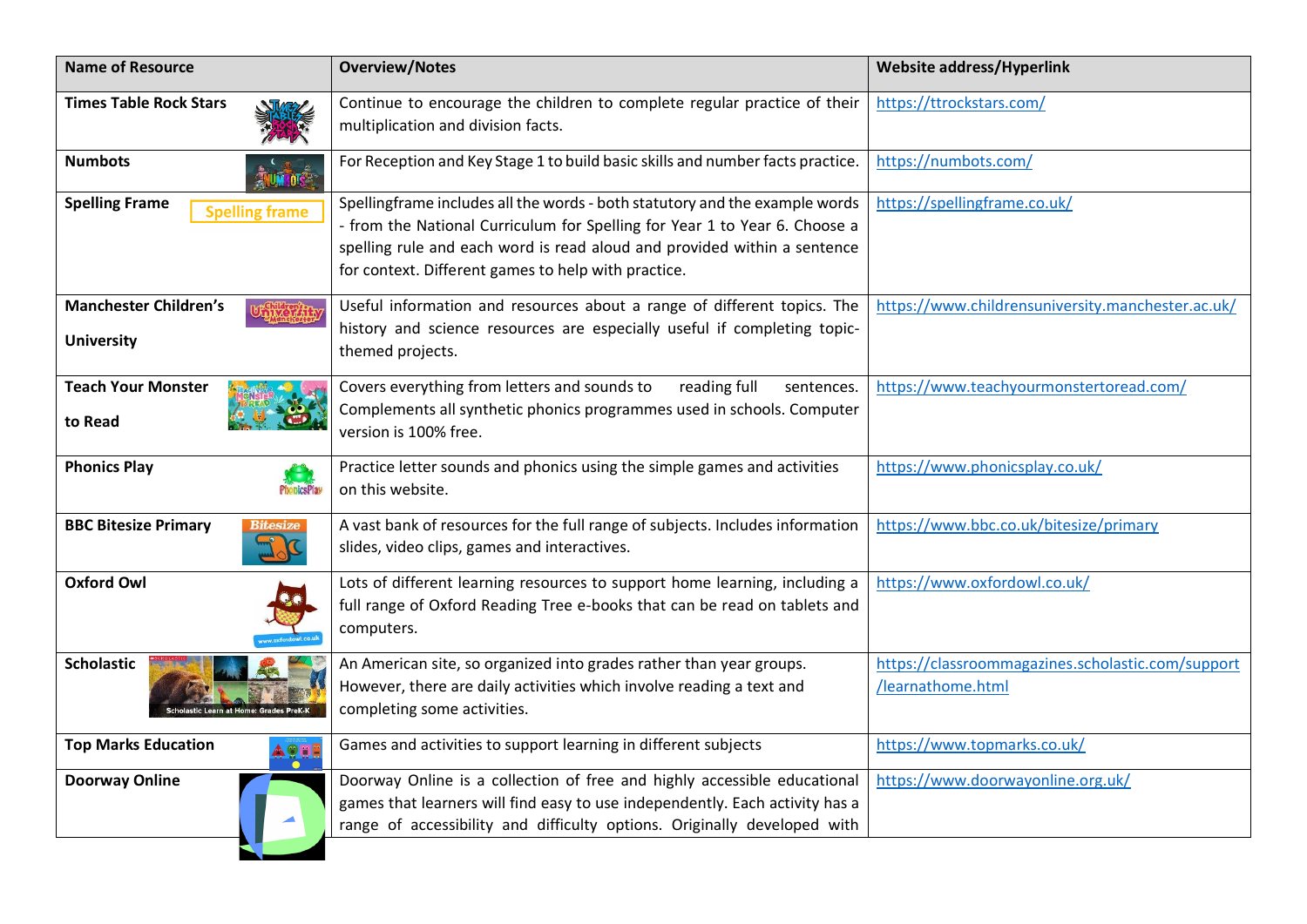| Name of Resource | Overview/Notes | Website address/Hyperlink |
|---|---|---|
| **Times Table Rock Stars** | Continue to encourage the children to complete regular practice of their multiplication and division facts. | https://ttrockstars.com/ |
| **Numbots** | For Reception and Key Stage 1 to build basic skills and number facts practice. | https://numbots.com/ |
| **Spelling Frame** | Spellingframe includes all the words - both statutory and the example words - from the National Curriculum for Spelling for Year 1 to Year 6. Choose a spelling rule and each word is read aloud and provided within a sentence for context. Different games to help with practice. | https://spellingframe.co.uk/ |
| **Manchester Children's University** | Useful information and resources about a range of different topics. The history and science resources are especially useful if completing topic-themed projects. | https://www.childrensuniversity.manchester.ac.uk/ |
| **Teach Your Monster to Read** | Covers everything from letters and sounds to reading full sentences. Complements all synthetic phonics programmes used in schools. Computer version is 100% free. | https://www.teachyourmonstertoread.com/ |
| **Phonics Play** | Practice letter sounds and phonics using the simple games and activities on this website. | https://www.phonicsplay.co.uk/ |
| **BBC Bitesize Primary** | A vast bank of resources for the full range of subjects. Includes information slides, video clips, games and interactives. | https://www.bbc.co.uk/bitesize/primary |
| **Oxford Owl** | Lots of different learning resources to support home learning, including a full range of Oxford Reading Tree e-books that can be read on tablets and computers. | https://www.oxfordowl.co.uk/ |
| **Scholastic** | An American site, so organized into grades rather than year groups. However, there are daily activities which involve reading a text and completing some activities. | https://classroommagazines.scholastic.com/support/learnathome.html |
| **Top Marks Education** | Games and activities to support learning in different subjects | https://www.topmarks.co.uk/ |
| **Doorway Online** | Doorway Online is a collection of free and highly accessible educational games that learners will find easy to use independently. Each activity has a range of accessibility and difficulty options. Originally developed with | https://www.doorwayonline.org.uk/ |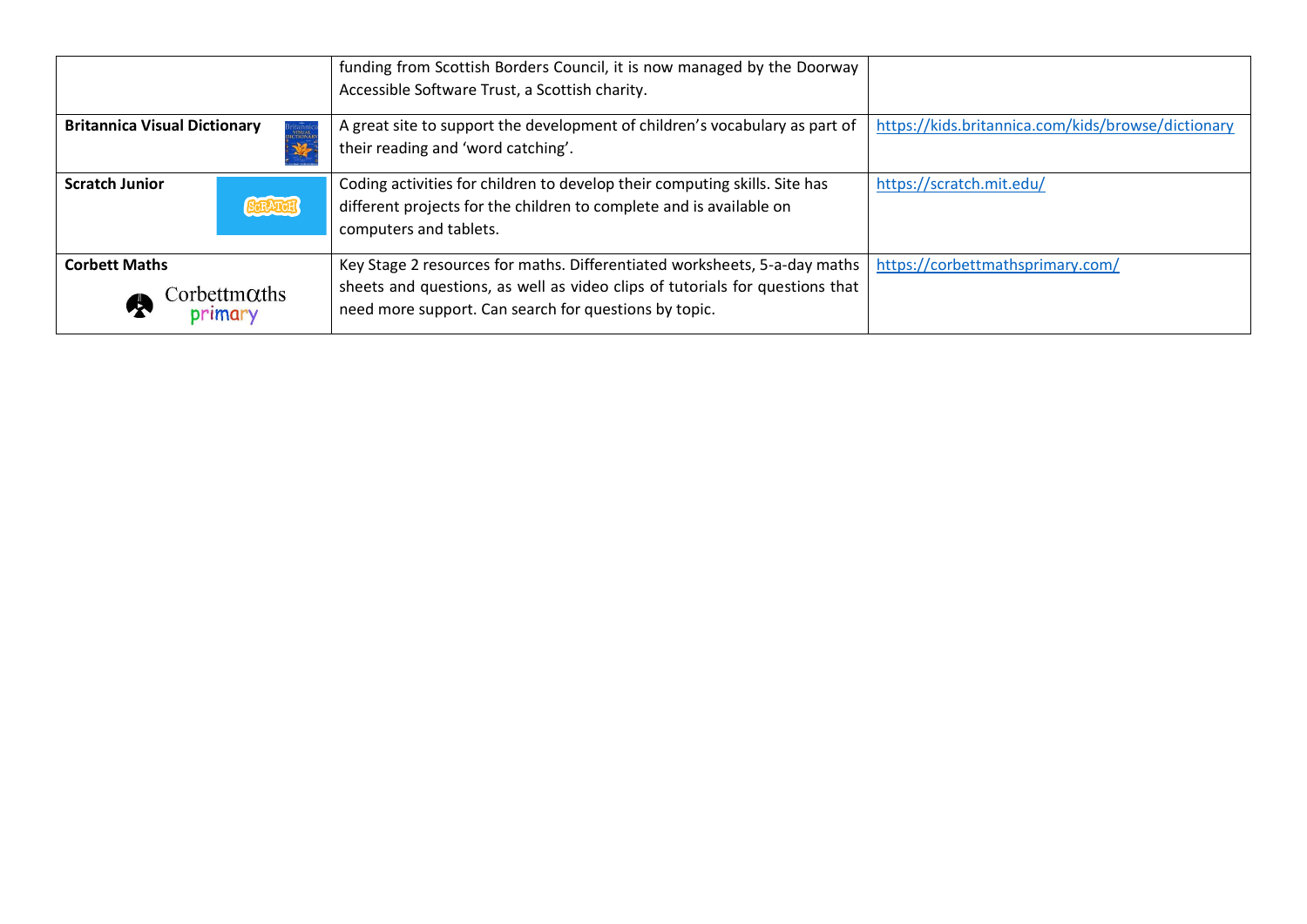| | | |
|---|---|---|
| | funding from Scottish Borders Council, it is now managed by the Doorway Accessible Software Trust, a Scottish charity. | |
| **Britannica Visual Dictionary** | A great site to support the development of children's vocabulary as part of their reading and 'word catching'. | https://kids.britannica.com/kids/browse/dictionary |
| **Scratch Junior** | Coding activities for children to develop their computing skills. Site has different projects for the children to complete and is available on computers and tablets. | https://scratch.mit.edu/ |
| **Corbett Maths** | Key Stage 2 resources for maths. Differentiated worksheets, 5-a-day maths sheets and questions, as well as video clips of tutorials for questions that need more support. Can search for questions by topic. | https://corbettmathsprimary.com/ |